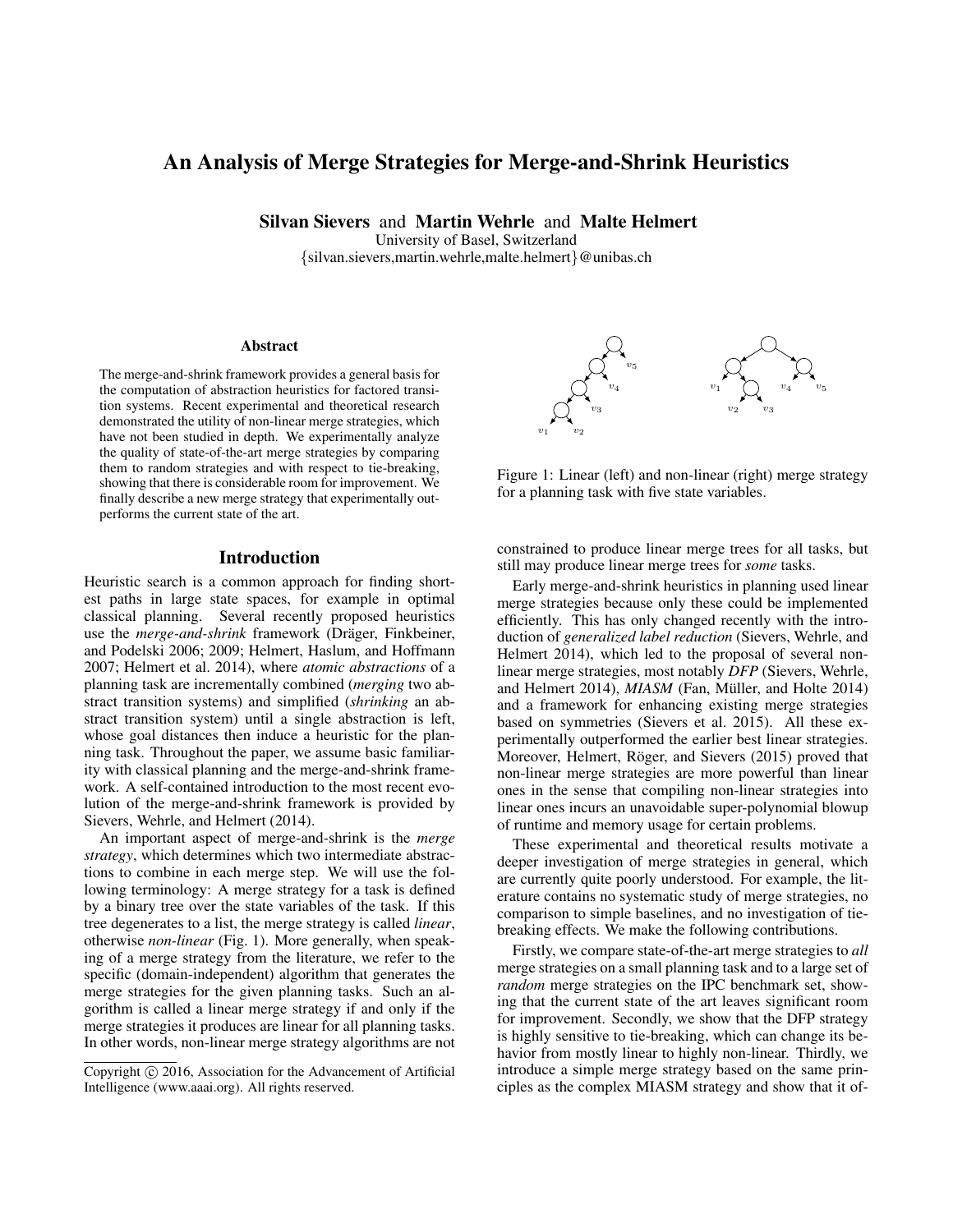# An Analysis of Merge Strategies for Merge-and-Shrink Heuristics

**Silvan Sievers** and **Martin Wehrle** and **Malte Helmert**
University of Basel, Switzerland
{silvan.sievers,martin.wehrle,malte.helmert}@unibas.ch

## Abstract

The merge-and-shrink framework provides a general basis for the computation of abstraction heuristics for factored transition systems. Recent experimental and theoretical research demonstrated the utility of non-linear merge strategies, which have not been studied in depth. We experimentally analyze the quality of state-of-the-art merge strategies by comparing them to random strategies and with respect to tie-breaking, showing that there is considerable room for improvement. We finally describe a new merge strategy that experimentally outperforms the current state of the art.

## Introduction

Heuristic search is a common approach for finding shortest paths in large state spaces, for example in optimal classical planning. Several recently proposed heuristics use the *merge-and-shrink* framework (Dräger, Finkbeiner, and Podelski 2006; 2009; Helmert, Haslum, and Hoffmann 2007; Helmert et al. 2014), where *atomic abstractions* of a planning task are incrementally combined (*merging* two abstract transition systems) and simplified (*shrinking* an abstract transition system) until a single abstraction is left, whose goal distances then induce a heuristic for the planning task. Throughout the paper, we assume basic familiarity with classical planning and the merge-and-shrink framework. A self-contained introduction to the most recent evolution of the merge-and-shrink framework is provided by Sievers, Wehrle, and Helmert (2014).

An important aspect of merge-and-shrink is the *merge strategy*, which determines which two intermediate abstractions to combine in each merge step. We will use the following terminology: A merge strategy for a task is defined by a binary tree over the state variables of the task. If this tree degenerates to a list, the merge strategy is called *linear*, otherwise *non-linear* (Fig. 1). More generally, when speaking of a merge strategy from the literature, we refer to the specific (domain-independent) algorithm that generates the merge strategies for the given planning tasks. Such an algorithm is called a linear merge strategy if and only if the merge strategies it produces are linear for all planning tasks. In other words, non-linear merge strategy algorithms are not constrained to produce linear merge trees for all tasks, but still may produce linear merge trees for *some* tasks.

Figure 1: Linear (left) and non-linear (right) merge strategy for a planning task with five state variables.

Early merge-and-shrink heuristics in planning used linear merge strategies because only these could be implemented efficiently. This has only changed recently with the introduction of *generalized label reduction* (Sievers, Wehrle, and Helmert 2014), which led to the proposal of several non-linear merge strategies, most notably *DFP* (Sievers, Wehrle, and Helmert 2014), *MIASM* (Fan, Müller, and Holte 2014) and a framework for enhancing existing merge strategies based on symmetries (Sievers et al. 2015). All these experimentally outperformed the earlier best linear strategies. Moreover, Helmert, Röger, and Sievers (2015) proved that non-linear merge strategies are more powerful than linear ones in the sense that compiling non-linear strategies into linear ones incurs an unavoidable super-polynomial blowup of runtime and memory usage for certain problems.

These experimental and theoretical results motivate a deeper investigation of merge strategies in general, which are currently quite poorly understood. For example, the literature contains no systematic study of merge strategies, no comparison to simple baselines, and no investigation of tie-breaking effects. We make the following contributions.

Firstly, we compare state-of-the-art merge strategies to *all* merge strategies on a small planning task and to a large set of *random* merge strategies on the IPC benchmark set, showing that the current state of the art leaves significant room for improvement. Secondly, we show that the DFP strategy is highly sensitive to tie-breaking, which can change its behavior from mostly linear to highly non-linear. Thirdly, we introduce a simple merge strategy based on the same principles as the complex MIASM strategy and show that it of-

Copyright © 2016, Association for the Advancement of Artificial Intelligence (www.aaai.org). All rights reserved.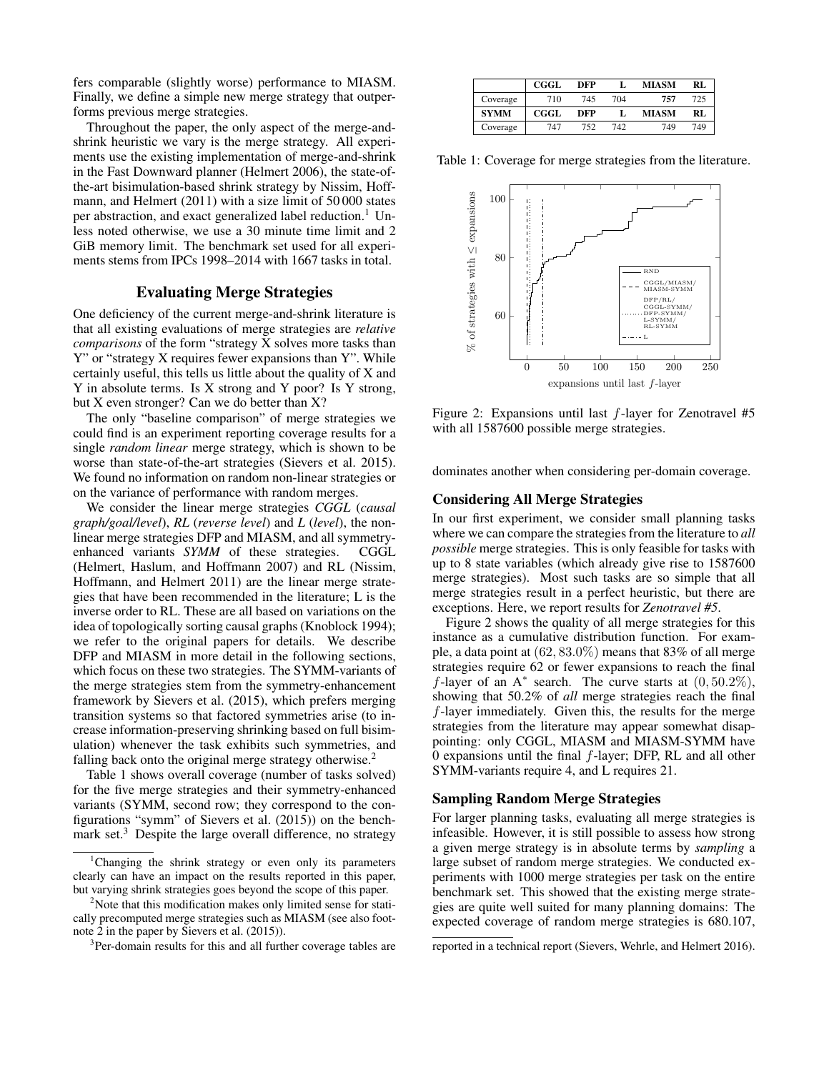fers comparable (slightly worse) performance to MIASM. Finally, we define a simple new merge strategy that outperforms previous merge strategies.

Throughout the paper, the only aspect of the merge-and-shrink heuristic we vary is the merge strategy. All experiments use the existing implementation of merge-and-shrink in the Fast Downward planner (Helmert 2006), the state-of-the-art bisimulation-based shrink strategy by Nissim, Hoffmann, and Helmert (2011) with a size limit of 50 000 states per abstraction, and exact generalized label reduction.[1] Unless noted otherwise, we use a 30 minute time limit and 2 GiB memory limit. The benchmark set used for all experiments stems from IPCs 1998–2014 with 1667 tasks in total.

## Evaluating Merge Strategies

One deficiency of the current merge-and-shrink literature is that all existing evaluations of merge strategies are *relative comparisons* of the form "strategy X solves more tasks than Y" or "strategy X requires fewer expansions than Y". While certainly useful, this tells us little about the quality of X and Y in absolute terms. Is X strong and Y poor? Is Y strong, but X even stronger? Can we do better than X?

The only "baseline comparison" of merge strategies we could find is an experiment reporting coverage results for a single *random linear* merge strategy, which is shown to be worse than state-of-the-art strategies (Sievers et al. 2015). We found no information on random non-linear strategies or on the variance of performance with random merges.

We consider the linear merge strategies *CGGL* (*causal graph/goal/level*), *RL* (*reverse level*) and *L* (*level*), the non-linear merge strategies DFP and MIASM, and all symmetry-enhanced variants *SYMM* of these strategies. CGGL (Helmert, Haslum, and Hoffmann 2007) and RL (Nissim, Hoffmann, and Helmert 2011) are the linear merge strategies that have been recommended in the literature; L is the inverse order to RL. These are all based on variations on the idea of topologically sorting causal graphs (Knoblock 1994); we refer to the original papers for details. We describe DFP and MIASM in more detail in the following sections, which focus on these two strategies. The SYMM-variants of the merge strategies stem from the symmetry-enhancement framework by Sievers et al. (2015), which prefers merging transition systems so that factored symmetries arise (to increase information-preserving shrinking based on full bisimulation) whenever the task exhibits such symmetries, and falling back onto the original merge strategy otherwise.[2]

Table 1 shows overall coverage (number of tasks solved) for the five merge strategies and their symmetry-enhanced variants (SYMM, second row; they correspond to the configurations "symm" of Sievers et al. (2015)) on the benchmark set.[3] Despite the large overall difference, no strategy dominates another when considering per-domain coverage.

|  | **CGGL** | **DFP** | **L** | **MIASM** | **RL** |
|---|---|---|---|---|---|
| Coverage | 710 | 745 | 704 | **757** | 725 |
| **SYMM** | **CGGL** | **DFP** | **L** | **MIASM** | **RL** |
| Coverage | 747 | 752 | 742 | 749 | 749 |

Table 1: Coverage for merge strategies from the literature.

Figure 2: Expansions until last $f$-layer for Zenotravel #5 with all 1587600 possible merge strategies.

### Considering All Merge Strategies

In our first experiment, we consider small planning tasks where we can compare the strategies from the literature to *all possible* merge strategies. This is only feasible for tasks with up to 8 state variables (which already give rise to 1587600 merge strategies). Most such tasks are so simple that all merge strategies result in a perfect heuristic, but there are exceptions. Here, we report results for *Zenotravel #5*.

Figure 2 shows the quality of all merge strategies for this instance as a cumulative distribution function. For example, a data point at $(62, 83.0\%)$ means that 83% of all merge strategies require 62 or fewer expansions to reach the final $f$-layer of an $A^*$ search. The curve starts at $(0, 50.2\%)$, showing that 50.2% of *all* merge strategies reach the final $f$-layer immediately. Given this, the results for the merge strategies from the literature may appear somewhat disappointing: only CGGL, MIASM and MIASM-SYMM have 0 expansions until the final $f$-layer; DFP, RL and all other SYMM-variants require 4, and L requires 21.

### Sampling Random Merge Strategies

For larger planning tasks, evaluating all merge strategies is infeasible. However, it is still possible to assess how strong a given merge strategy is in absolute terms by *sampling* a large subset of random merge strategies. We conducted experiments with 1000 merge strategies per task on the entire benchmark set. This showed that the existing merge strategies are quite well suited for many planning domains: The expected coverage of random merge strategies is 680.107,

[1] Changing the shrink strategy or even only its parameters clearly can have an impact on the results reported in this paper, but varying shrink strategies goes beyond the scope of this paper.

[2] Note that this modification makes only limited sense for statically precomputed merge strategies such as MIASM (see also footnote 2 in the paper by Sievers et al. (2015)).

[3] Per-domain results for this and all further coverage tables are reported in a technical report (Sievers, Wehrle, and Helmert 2016).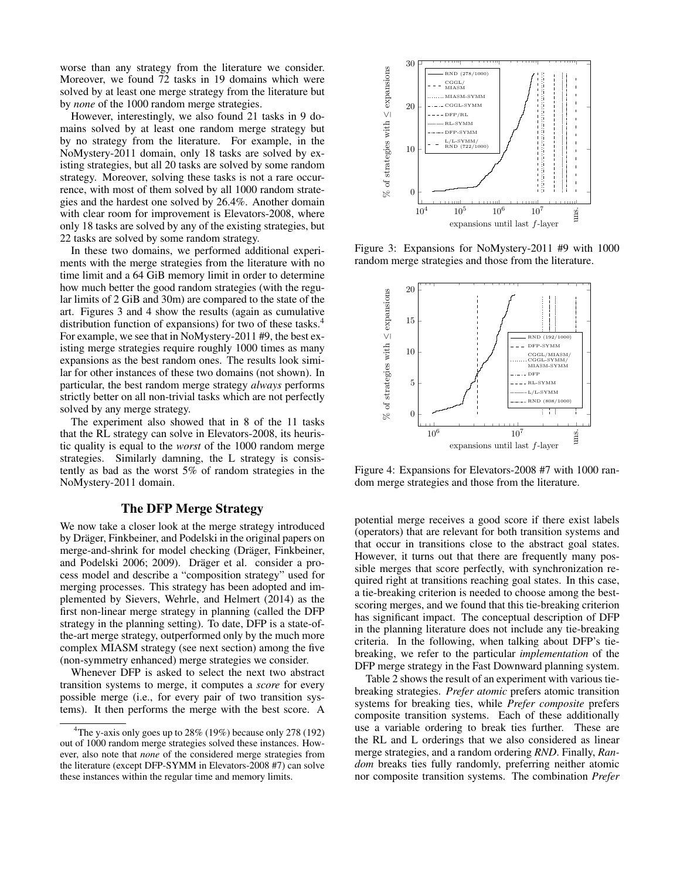worse than any strategy from the literature we consider. Moreover, we found 72 tasks in 19 domains which were solved by at least one merge strategy from the literature but by *none* of the 1000 random merge strategies.

However, interestingly, we also found 21 tasks in 9 domains solved by at least one random merge strategy but by no strategy from the literature. For example, in the NoMystery-2011 domain, only 18 tasks are solved by existing strategies, but all 20 tasks are solved by some random strategy. Moreover, solving these tasks is not a rare occurrence, with most of them solved by all 1000 random strategies and the hardest one solved by 26.4%. Another domain with clear room for improvement is Elevators-2008, where only 18 tasks are solved by any of the existing strategies, but 22 tasks are solved by some random strategy.

In these two domains, we performed additional experiments with the merge strategies from the literature with no time limit and a 64 GiB memory limit in order to determine how much better the good random strategies (with the regular limits of 2 GiB and 30m) are compared to the state of the art. Figures 3 and 4 show the results (again as cumulative distribution function of expansions) for two of these tasks.[4] For example, we see that in NoMystery-2011 #9, the best existing merge strategies require roughly 1000 times as many expansions as the best random ones. The results look similar for other instances of these two domains (not shown). In particular, the best random merge strategy *always* performs strictly better on all non-trivial tasks which are not perfectly solved by any merge strategy.

The experiment also showed that in 8 of the 11 tasks that the RL strategy can solve in Elevators-2008, its heuristic quality is equal to the *worst* of the 1000 random merge strategies. Similarly damning, the L strategy is consistently as bad as the worst 5% of random strategies in the NoMystery-2011 domain.

Figure 3: Expansions for NoMystery-2011 #9 with 1000 random merge strategies and those from the literature.

Figure 4: Expansions for Elevators-2008 #7 with 1000 random merge strategies and those from the literature.

## The DFP Merge Strategy

We now take a closer look at the merge strategy introduced by Dräger, Finkbeiner, and Podelski in the original papers on merge-and-shrink for model checking (Dräger, Finkbeiner, and Podelski 2006; 2009). Dräger et al. consider a process model and describe a "composition strategy" used for merging processes. This strategy has been adopted and implemented by Sievers, Wehrle, and Helmert (2014) as the first non-linear merge strategy in planning (called the DFP strategy in the planning setting). To date, DFP is a state-of-the-art merge strategy, outperformed only by the much more complex MIASM strategy (see next section) among the five (non-symmetry enhanced) merge strategies we consider.

Whenever DFP is asked to select the next two abstract transition systems to merge, it computes a *score* for every possible merge (i.e., for every pair of two transition systems). It then performs the merge with the best score. A potential merge receives a good score if there exist labels (operators) that are relevant for both transition systems and that occur in transitions close to the abstract goal states. However, it turns out that there are frequently many possible merges that score perfectly, with synchronization required right at transitions reaching goal states. In this case, a tie-breaking criterion is needed to choose among the best-scoring merges, and we found that this tie-breaking criterion has significant impact. The conceptual description of DFP in the planning literature does not include any tie-breaking criteria. In the following, when talking about DFP's tie-breaking, we refer to the particular *implementation* of the DFP merge strategy in the Fast Downward planning system.

Table 2 shows the result of an experiment with various tie-breaking strategies. *Prefer atomic* prefers atomic transition systems for breaking ties, while *Prefer composite* prefers composite transition systems. Each of these additionally use a variable ordering to break ties further. These are the RL and L orderings that we also considered as linear merge strategies, and a random ordering *RND*. Finally, *Random* breaks ties fully randomly, preferring neither atomic nor composite transition systems. The combination *Prefer*

[4] The y-axis only goes up to 28% (19%) because only 278 (192) out of 1000 random merge strategies solved these instances. However, also note that *none* of the considered merge strategies from the literature (except DFP-SYMM in Elevators-2008 #7) can solve these instances within the regular time and memory limits.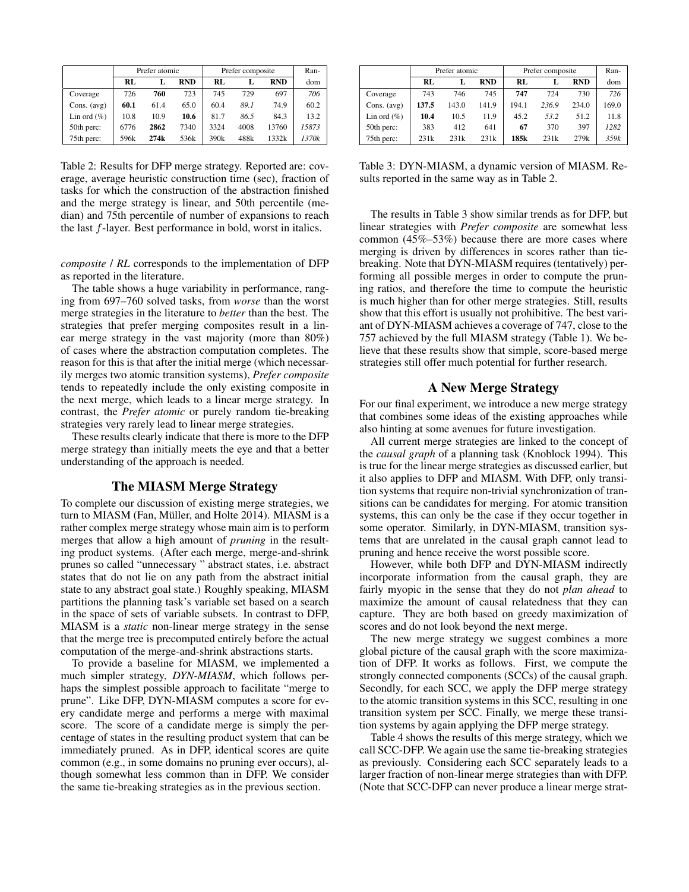| | Prefer atomic | | | Prefer composite | | | Ran- |
|---|---|---|---|---|---|---|---|
| | **RL** | **L** | **RND** | **RL** | **L** | **RND** | dom |
| Coverage | 726 | **760** | 723 | 745 | 729 | 697 | *706* |
| Cons. (avg) | **60.1** | 61.4 | 65.0 | 60.4 | *89.1* | 74.9 | 60.2 |
| Lin ord (%) | 10.8 | 10.9 | **10.6** | 81.7 | *86.5* | 84.3 | 13.2 |
| 50th perc: | 6776 | **2862** | 7340 | 3324 | 4008 | 13760 | *15873* |
| 75th perc: | 596k | **274k** | 536k | 390k | 488k | 1332k | *1370k* |

Table 2: Results for DFP merge strategy. Reported are: coverage, average heuristic construction time (sec), fraction of tasks for which the construction of the abstraction finished and the merge strategy is linear, and 50th percentile (median) and 75th percentile of number of expansions to reach the last $f$-layer. Best performance in bold, worst in italics.

*composite* / *RL* corresponds to the implementation of DFP as reported in the literature.

The table shows a huge variability in performance, ranging from 697–760 solved tasks, from *worse* than the worst merge strategies in the literature to *better* than the best. The strategies that prefer merging composites result in a linear merge strategy in the vast majority (more than 80%) of cases where the abstraction computation completes. The reason for this is that after the initial merge (which necessarily merges two atomic transition systems), *Prefer composite* tends to repeatedly include the only existing composite in the next merge, which leads to a linear merge strategy. In contrast, the *Prefer atomic* or purely random tie-breaking strategies very rarely lead to linear merge strategies.

These results clearly indicate that there is more to the DFP merge strategy than initially meets the eye and that a better understanding of the approach is needed.

## The MIASM Merge Strategy

To complete our discussion of existing merge strategies, we turn to MIASM (Fan, Müller, and Holte 2014). MIASM is a rather complex merge strategy whose main aim is to perform merges that allow a high amount of *pruning* in the resulting product systems. (After each merge, merge-and-shrink prunes so called "unnecessary " abstract states, i.e. abstract states that do not lie on any path from the abstract initial state to any abstract goal state.) Roughly speaking, MIASM partitions the planning task's variable set based on a search in the space of sets of variable subsets. In contrast to DFP, MIASM is a *static* non-linear merge strategy in the sense that the merge tree is precomputed entirely before the actual computation of the merge-and-shrink abstractions starts.

To provide a baseline for MIASM, we implemented a much simpler strategy, *DYN-MIASM*, which follows perhaps the simplest possible approach to facilitate "merge to prune". Like DFP, DYN-MIASM computes a score for every candidate merge and performs a merge with maximal score. The score of a candidate merge is simply the percentage of states in the resulting product system that can be immediately pruned. As in DFP, identical scores are quite common (e.g., in some domains no pruning ever occurs), although somewhat less common than in DFP. We consider the same tie-breaking strategies as in the previous section.

| | Prefer atomic | | | Prefer composite | | | Ran- |
|---|---|---|---|---|---|---|---|
| | **RL** | **L** | **RND** | **RL** | **L** | **RND** | dom |
| Coverage | 743 | 746 | 745 | **747** | 724 | 730 | *726* |
| Cons. (avg) | **137.5** | 143.0 | 141.9 | 194.1 | *236.9* | 234.0 | 169.0 |
| Lin ord (%) | **10.4** | 10.5 | 11.9 | 45.2 | *53.2* | 51.2 | 11.8 |
| 50th perc: | 383 | 412 | 641 | **67** | 370 | 397 | *1282* |
| 75th perc: | 231k | 231k | 231k | **185k** | 231k | 279k | *359k* |

Table 3: DYN-MIASM, a dynamic version of MIASM. Results reported in the same way as in Table 2.

The results in Table 3 show similar trends as for DFP, but linear strategies with *Prefer composite* are somewhat less common (45%–53%) because there are more cases where merging is driven by differences in scores rather than tie-breaking. Note that DYN-MIASM requires (tentatively) performing all possible merges in order to compute the pruning ratios, and therefore the time to compute the heuristic is much higher than for other merge strategies. Still, results show that this effort is usually not prohibitive. The best variant of DYN-MIASM achieves a coverage of 747, close to the 757 achieved by the full MIASM strategy (Table 1). We believe that these results show that simple, score-based merge strategies still offer much potential for further research.

## A New Merge Strategy

For our final experiment, we introduce a new merge strategy that combines some ideas of the existing approaches while also hinting at some avenues for future investigation.

All current merge strategies are linked to the concept of the *causal graph* of a planning task (Knoblock 1994). This is true for the linear merge strategies as discussed earlier, but it also applies to DFP and MIASM. With DFP, only transition systems that require non-trivial synchronization of transitions can be candidates for merging. For atomic transition systems, this can only be the case if they occur together in some operator. Similarly, in DYN-MIASM, transition systems that are unrelated in the causal graph cannot lead to pruning and hence receive the worst possible score.

However, while both DFP and DYN-MIASM indirectly incorporate information from the causal graph, they are fairly myopic in the sense that they do not *plan ahead* to maximize the amount of causal relatedness that they can capture. They are both based on greedy maximization of scores and do not look beyond the next merge.

The new merge strategy we suggest combines a more global picture of the causal graph with the score maximization of DFP. It works as follows. First, we compute the strongly connected components (SCCs) of the causal graph. Secondly, for each SCC, we apply the DFP merge strategy to the atomic transition systems in this SCC, resulting in one transition system per SCC. Finally, we merge these transition systems by again applying the DFP merge strategy.

Table 4 shows the results of this merge strategy, which we call SCC-DFP. We again use the same tie-breaking strategies as previously. Considering each SCC separately leads to a larger fraction of non-linear merge strategies than with DFP. (Note that SCC-DFP can never produce a linear merge strat-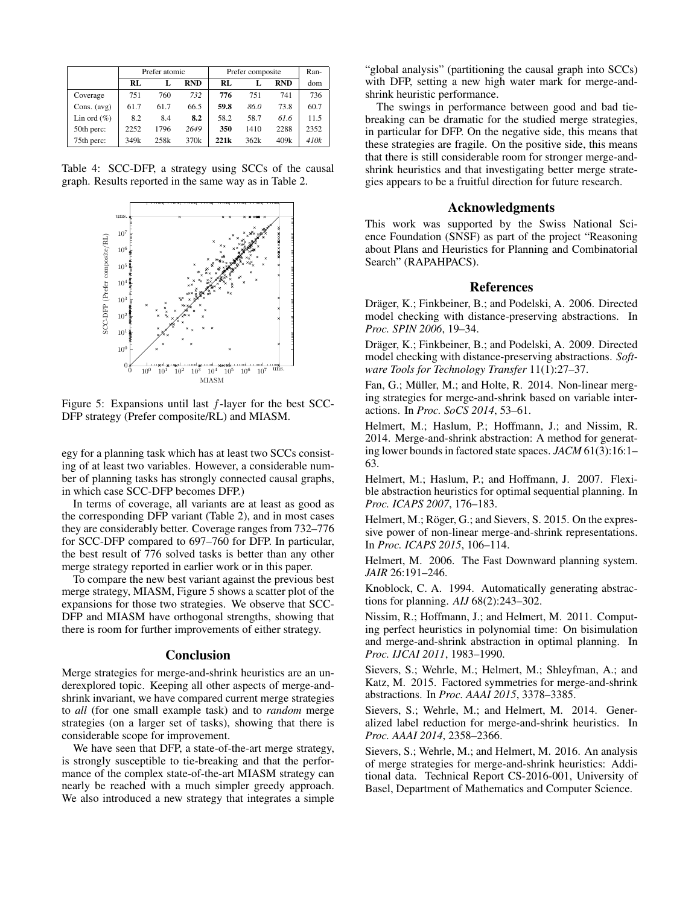|  | Prefer atomic |  |  | Prefer composite |  |  | Ran- |
|---|---|---|---|---|---|---|---|
|  | **RL** | **L** | **RND** | **RL** | **L** | **RND** | dom |
| Coverage | 751 | 760 | *732* | **776** | 751 | 741 | 736 |
| Cons. (avg) | 61.7 | 61.7 | 66.5 | **59.8** | *86.0* | 73.8 | 60.7 |
| Lin ord (%) | 8.2 | 8.4 | **8.2** | 58.2 | 58.7 | *61.6* | 11.5 |
| 50th perc: | 2252 | 1796 | *2649* | **350** | 1410 | 2288 | 2352 |
| 75th perc: | 349k | 258k | 370k | **221k** | 362k | 409k | *410k* |

Table 4: SCC-DFP, a strategy using SCCs of the causal graph. Results reported in the same way as in Table 2.

SCC-DFP (Prefer composite/RL)

uns.
$10^7$
$10^6$
$10^5$
$10^4$
$10^3$
$10^2$
$10^1$
$10^0$
0

0 $10^0$ $10^1$ $10^2$ $10^3$ $10^4$ $10^5$ $10^6$ $10^7$ uns.

MIASM

Figure 5: Expansions until last $f$-layer for the best SCC-DFP strategy (Prefer composite/RL) and MIASM.

egy for a planning task which has at least two SCCs consisting of at least two variables. However, a considerable number of planning tasks has strongly connected causal graphs, in which case SCC-DFP becomes DFP.)

In terms of coverage, all variants are at least as good as the corresponding DFP variant (Table 2), and in most cases they are considerably better. Coverage ranges from 732–776 for SCC-DFP compared to 697–760 for DFP. In particular, the best result of 776 solved tasks is better than any other merge strategy reported in earlier work or in this paper.

To compare the new best variant against the previous best merge strategy, MIASM, Figure 5 shows a scatter plot of the expansions for those two strategies. We observe that SCC-DFP and MIASM have orthogonal strengths, showing that there is room for further improvements of either strategy.

## Conclusion

Merge strategies for merge-and-shrink heuristics are an underexplored topic. Keeping all other aspects of merge-and-shrink invariant, we have compared current merge strategies to *all* (for one small example task) and to *random* merge strategies (on a larger set of tasks), showing that there is considerable scope for improvement.

We have seen that DFP, a state-of-the-art merge strategy, is strongly susceptible to tie-breaking and that the performance of the complex state-of-the-art MIASM strategy can nearly be reached with a much simpler greedy approach. We also introduced a new strategy that integrates a simple "global analysis" (partitioning the causal graph into SCCs) with DFP, setting a new high water mark for merge-and-shrink heuristic performance.

The swings in performance between good and bad tie-breaking can be dramatic for the studied merge strategies, in particular for DFP. On the negative side, this means that these strategies are fragile. On the positive side, this means that there is still considerable room for stronger merge-and-shrink heuristics and that investigating better merge strategies appears to be a fruitful direction for future research.

## Acknowledgments

This work was supported by the Swiss National Science Foundation (SNSF) as part of the project "Reasoning about Plans and Heuristics for Planning and Combinatorial Search" (RAPAHPACS).

## References

Dräger, K.; Finkbeiner, B.; and Podelski, A. 2006. Directed model checking with distance-preserving abstractions. In *Proc. SPIN 2006*, 19–34.

Dräger, K.; Finkbeiner, B.; and Podelski, A. 2009. Directed model checking with distance-preserving abstractions. *Software Tools for Technology Transfer* 11(1):27–37.

Fan, G.; Müller, M.; and Holte, R. 2014. Non-linear merging strategies for merge-and-shrink based on variable interactions. In *Proc. SoCS 2014*, 53–61.

Helmert, M.; Haslum, P.; Hoffmann, J.; and Nissim, R. 2014. Merge-and-shrink abstraction: A method for generating lower bounds in factored state spaces. *JACM* 61(3):16:1–63.

Helmert, M.; Haslum, P.; and Hoffmann, J. 2007. Flexible abstraction heuristics for optimal sequential planning. In *Proc. ICAPS 2007*, 176–183.

Helmert, M.; Röger, G.; and Sievers, S. 2015. On the expressive power of non-linear merge-and-shrink representations. In *Proc. ICAPS 2015*, 106–114.

Helmert, M. 2006. The Fast Downward planning system. *JAIR* 26:191–246.

Knoblock, C. A. 1994. Automatically generating abstractions for planning. *AIJ* 68(2):243–302.

Nissim, R.; Hoffmann, J.; and Helmert, M. 2011. Computing perfect heuristics in polynomial time: On bisimulation and merge-and-shrink abstraction in optimal planning. In *Proc. IJCAI 2011*, 1983–1990.

Sievers, S.; Wehrle, M.; Helmert, M.; Shleyfman, A.; and Katz, M. 2015. Factored symmetries for merge-and-shrink abstractions. In *Proc. AAAI 2015*, 3378–3385.

Sievers, S.; Wehrle, M.; and Helmert, M. 2014. Generalized label reduction for merge-and-shrink heuristics. In *Proc. AAAI 2014*, 2358–2366.

Sievers, S.; Wehrle, M.; and Helmert, M. 2016. An analysis of merge strategies for merge-and-shrink heuristics: Additional data. Technical Report CS-2016-001, University of Basel, Department of Mathematics and Computer Science.